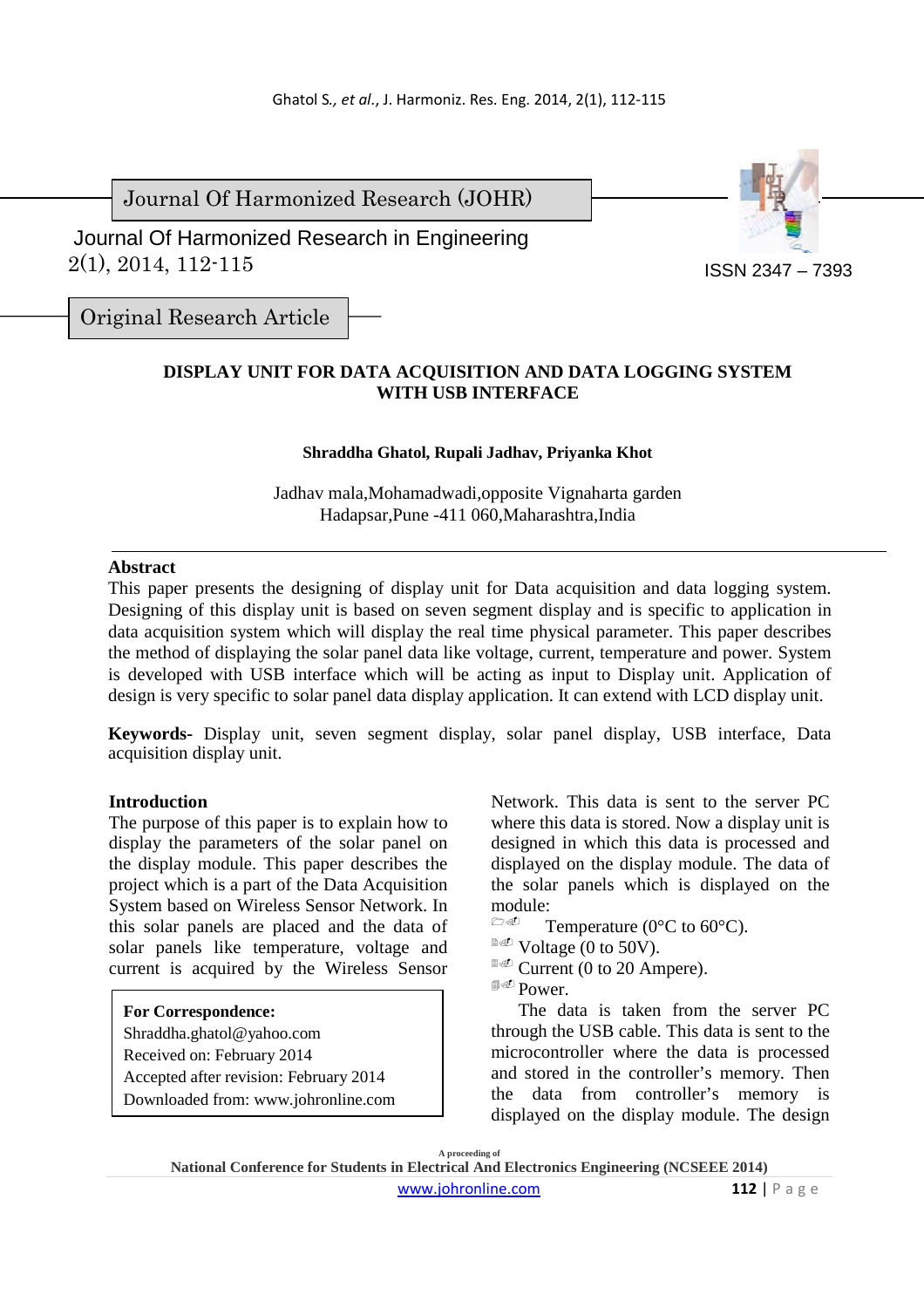Journal Of Harmonized Research (JOHR)

Journal Of Harmonized Research in Engineering
2(1), 2014, 112-115

ISSN 2347 – 7393

Original Research Article

# DISPLAY UNIT FOR DATA ACQUISITION AND DATA LOGGING SYSTEM WITH USB INTERFACE

**Shraddha Ghatol, Rupali Jadhav, Priyanka Khot**

Jadhav mala,Mohamadwadi,opposite Vignaharta garden
Hadapsar,Pune -411 060,Maharashtra,India

## Abstract

This paper presents the designing of display unit for Data acquisition and data logging system. Designing of this display unit is based on seven segment display and is specific to application in data acquisition system which will display the real time physical parameter. This paper describes the method of displaying the solar panel data like voltage, current, temperature and power. System is developed with USB interface which will be acting as input to Display unit. Application of design is very specific to solar panel data display application. It can extend with LCD display unit.

**Keywords-** Display unit, seven segment display, solar panel display, USB interface, Data acquisition display unit.

## Introduction

The purpose of this paper is to explain how to display the parameters of the solar panel on the display module. This paper describes the project which is a part of the Data Acquisition System based on Wireless Sensor Network. In this solar panels are placed and the data of solar panels like temperature, voltage and current is acquired by the Wireless Sensor Network. This data is sent to the server PC where this data is stored. Now a display unit is designed in which this data is processed and displayed on the display module. The data of the solar panels which is displayed on the module:

- Temperature (0°C to 60°C).
- Voltage (0 to 50V).
- Current (0 to 20 Ampere).
- Power.

The data is taken from the server PC through the USB cable. This data is sent to the microcontroller where the data is processed and stored in the controller's memory. Then the data from controller's memory is displayed on the display module. The design

**For Correspondence:**
Shraddha.ghatol@yahoo.com
Received on: February 2014
Accepted after revision: February 2014
Downloaded from: www.johronline.com

A proceeding of
National Conference for Students in Electrical And Electronics Engineering (NCSEEE 2014)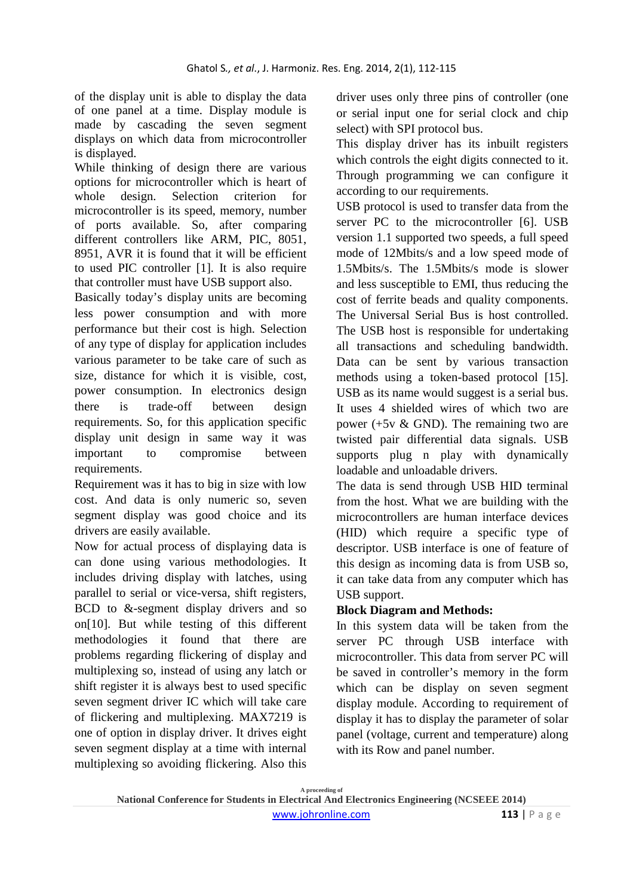of the display unit is able to display the data of one panel at a time. Display module is made by cascading the seven segment displays on which data from microcontroller is displayed.

While thinking of design there are various options for microcontroller which is heart of whole design. Selection criterion for microcontroller is its speed, memory, number of ports available. So, after comparing different controllers like ARM, PIC, 8051, 8951, AVR it is found that it will be efficient to used PIC controller [1]. It is also require that controller must have USB support also.

Basically today's display units are becoming less power consumption and with more performance but their cost is high. Selection of any type of display for application includes various parameter to be take care of such as size, distance for which it is visible, cost, power consumption. In electronics design there is trade-off between design requirements. So, for this application specific display unit design in same way it was important to compromise between requirements.

Requirement was it has to big in size with low cost. And data is only numeric so, seven segment display was good choice and its drivers are easily available.

Now for actual process of displaying data is can done using various methodologies. It includes driving display with latches, using parallel to serial or vice-versa, shift registers, BCD to &-segment display drivers and so on[10]. But while testing of this different methodologies it found that there are problems regarding flickering of display and multiplexing so, instead of using any latch or shift register it is always best to used specific seven segment driver IC which will take care of flickering and multiplexing. MAX7219 is one of option in display driver. It drives eight seven segment display at a time with internal multiplexing so avoiding flickering. Also this driver uses only three pins of controller (one or serial input one for serial clock and chip select) with SPI protocol bus.

This display driver has its inbuilt registers which controls the eight digits connected to it. Through programming we can configure it according to our requirements.

USB protocol is used to transfer data from the server PC to the microcontroller [6]. USB version 1.1 supported two speeds, a full speed mode of 12Mbits/s and a low speed mode of 1.5Mbits/s. The 1.5Mbits/s mode is slower and less susceptible to EMI, thus reducing the cost of ferrite beads and quality components. The Universal Serial Bus is host controlled. The USB host is responsible for undertaking all transactions and scheduling bandwidth. Data can be sent by various transaction methods using a token-based protocol [15]. USB as its name would suggest is a serial bus. It uses 4 shielded wires of which two are power (+5v & GND). The remaining two are twisted pair differential data signals. USB supports plug n play with dynamically loadable and unloadable drivers.

The data is send through USB HID terminal from the host. What we are building with the microcontrollers are human interface devices (HID) which require a specific type of descriptor. USB interface is one of feature of this design as incoming data is from USB so, it can take data from any computer which has USB support.

**Block Diagram and Methods:**

In this system data will be taken from the server PC through USB interface with microcontroller. This data from server PC will be saved in controller's memory in the form which can be display on seven segment display module. According to requirement of display it has to display the parameter of solar panel (voltage, current and temperature) along with its Row and panel number.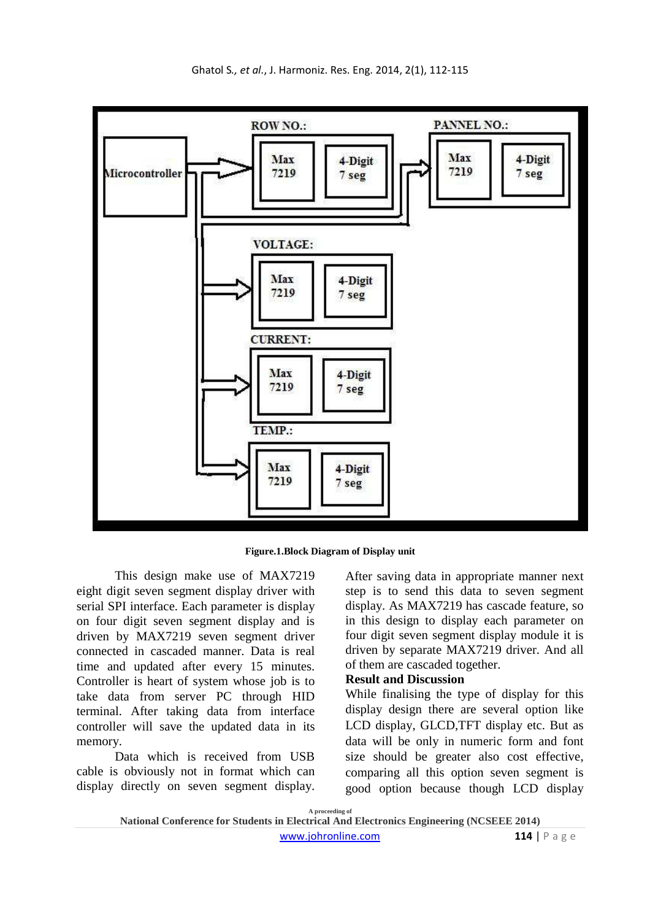**Figure.1.Block Diagram of Display unit**

This design make use of MAX7219 eight digit seven segment display driver with serial SPI interface. Each parameter is display on four digit seven segment display and is driven by MAX7219 seven segment driver connected in cascaded manner. Data is real time and updated after every 15 minutes. Controller is heart of system whose job is to take data from server PC through HID terminal. After taking data from interface controller will save the updated data in its memory.

Data which is received from USB cable is obviously not in format which can display directly on seven segment display. After saving data in appropriate manner next step is to send this data to seven segment display. As MAX7219 has cascade feature, so in this design to display each parameter on four digit seven segment display module it is driven by separate MAX7219 driver. And all of them are cascaded together.

**Result and Discussion**

While finalising the type of display for this display design there are several option like LCD display, GLCD,TFT display etc. But as data will be only in numeric form and font size should be greater also cost effective, comparing all this option seven segment is good option because though LCD display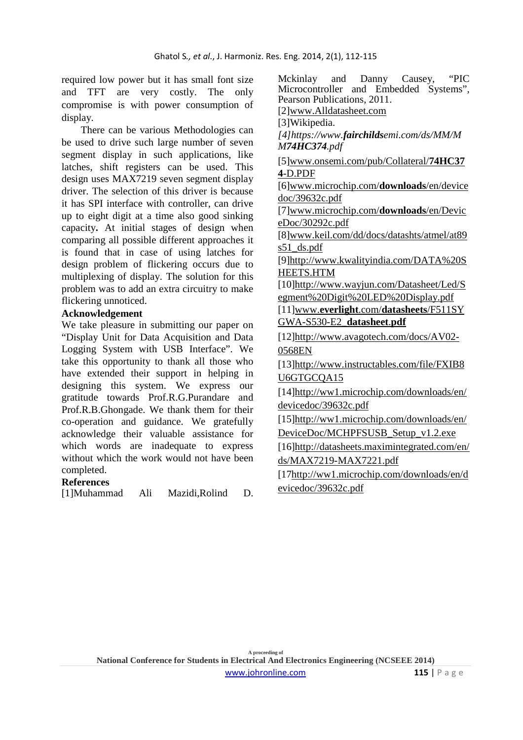required low power but it has small font size and TFT are very costly. The only compromise is with power consumption of display.

There can be various Methodologies can be used to drive such large number of seven segment display in such applications, like latches, shift registers can be used. This design uses MAX7219 seven segment display driver. The selection of this driver is because it has SPI interface with controller, can drive up to eight digit at a time also good sinking capacity**.** At initial stages of design when comparing all possible different approaches it is found that in case of using latches for design problem of flickering occurs due to multiplexing of display. The solution for this problem was to add an extra circuitry to make flickering unnoticed.

## Acknowledgement

We take pleasure in submitting our paper on "Display Unit for Data Acquisition and Data Logging System with USB Interface". We take this opportunity to thank all those who have extended their support in helping in designing this system. We express our gratitude towards Prof.R.G.Purandare and Prof.R.B.Ghongade. We thank them for their co-operation and guidance. We gratefully acknowledge their valuable assistance for which words are inadequate to express without which the work would not have been completed.

## References

[1]Muhammad Ali Mazidi,Rolind D. Mckinlay and Danny Causey, "PIC Microcontroller and Embedded Systems", Pearson Publications, 2011.

[2]www.Alldatasheet.com

[3]Wikipedia.

*[4]https://www.**fairchilds**emi.com/ds/MM/MM**74HC374**.pdf*

[5]www.onsemi.com/pub/Collateral/**74HC374**-D.PDF

[6]www.microchip.com/**downloads**/en/devicedoc/39632c.pdf

[7]www.microchip.com/**downloads**/en/DeviceDoc/30292c.pdf

[8]www.keil.com/dd/docs/datashts/atmel/at89s51_ds.pdf

[9]http://www.kwalityindia.com/DATA%20SHEETS.HTM

[10]http://www.wayjun.com/Datasheet/Led/Segment%20Digit%20LED%20Display.pdf

[11]www.**everlight**.com/**datasheets**/F511SYGWA-S530-E2_**datasheet**.**pdf**

[12]http://www.avagotech.com/docs/AV02-0568EN

[13]http://www.instructables.com/file/FXIB8U6GTGCQA15

[14]http://ww1.microchip.com/downloads/en/devicedoc/39632c.pdf

[15]http://ww1.microchip.com/downloads/en/DeviceDoc/MCHPFSUSB_Setup_v1.2.exe

[16]http://datasheets.maximintegrated.com/en/ds/MAX7219-MAX7221.pdf

[17http://ww1.microchip.com/downloads/en/devicedoc/39632c.pdf